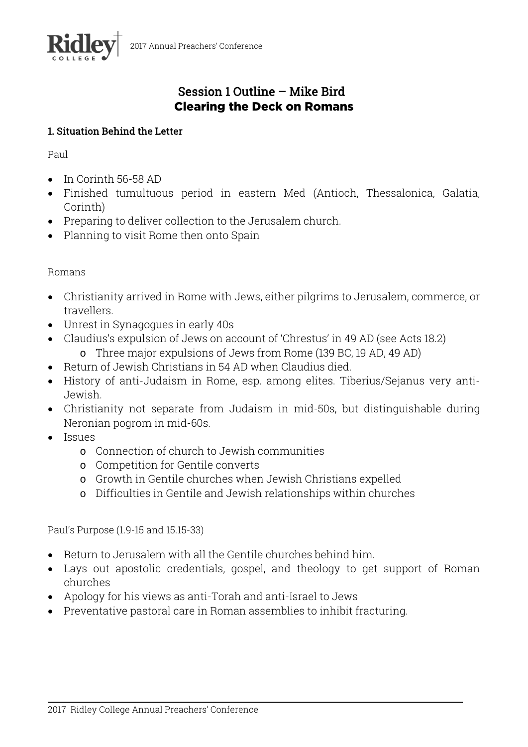# Session 1 Outline – Mike Bird
## Clearing the Deck on Romans

### 1. Situation Behind the Letter

Paul

- In Corinth 56-58 AD
- Finished tumultuous period in eastern Med (Antioch, Thessalonica, Galatia, Corinth)
- Preparing to deliver collection to the Jerusalem church.
- Planning to visit Rome then onto Spain

Romans

- Christianity arrived in Rome with Jews, either pilgrims to Jerusalem, commerce, or travellers.
- Unrest in Synagogues in early 40s
- Claudius's expulsion of Jews on account of 'Chrestus' in 49 AD (see Acts 18.2)
  - Three major expulsions of Jews from Rome (139 BC, 19 AD, 49 AD)
- Return of Jewish Christians in 54 AD when Claudius died.
- History of anti-Judaism in Rome, esp. among elites. Tiberius/Sejanus very anti-Jewish.
- Christianity not separate from Judaism in mid-50s, but distinguishable during Neronian pogrom in mid-60s.
- Issues
  - Connection of church to Jewish communities
  - Competition for Gentile converts
  - Growth in Gentile churches when Jewish Christians expelled
  - Difficulties in Gentile and Jewish relationships within churches

Paul's Purpose (1.9-15 and 15.15-33)

- Return to Jerusalem with all the Gentile churches behind him.
- Lays out apostolic credentials, gospel, and theology to get support of Roman churches
- Apology for his views as anti-Torah and anti-Israel to Jews
- Preventative pastoral care in Roman assemblies to inhibit fracturing.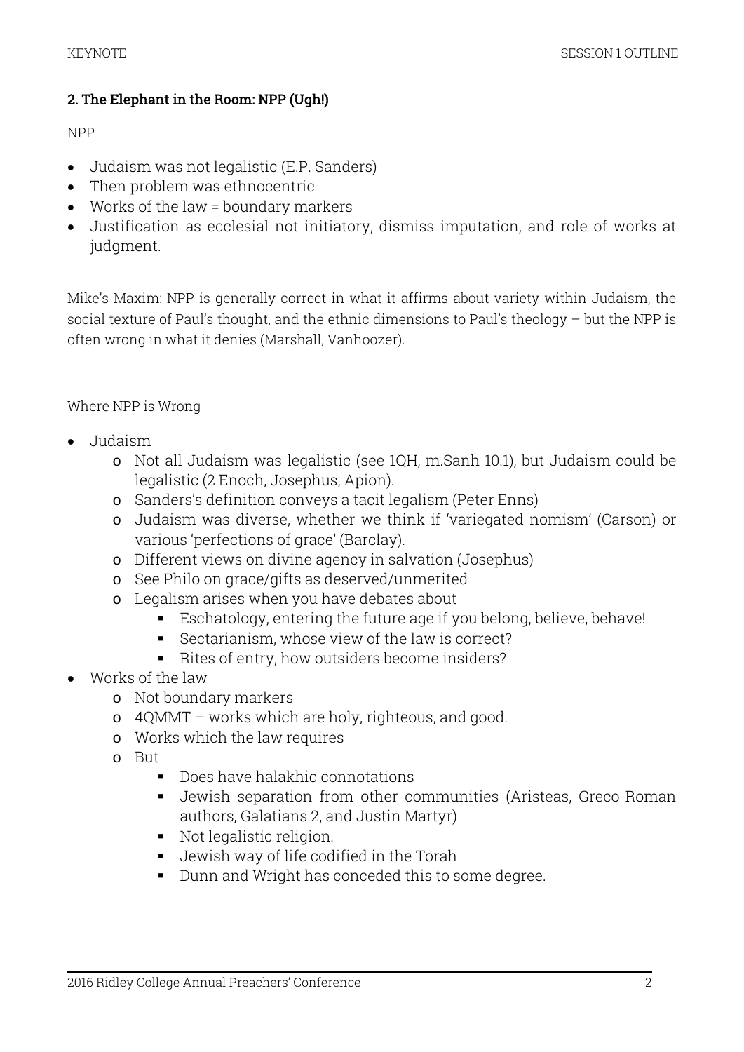## 2. The Elephant in the Room: NPP (Ugh!)

NPP

- Judaism was not legalistic (E.P. Sanders)
- Then problem was ethnocentric
- Works of the law = boundary markers
- Justification as ecclesial not initiatory, dismiss imputation, and role of works at judgment.

Mike's Maxim: NPP is generally correct in what it affirms about variety within Judaism, the social texture of Paul's thought, and the ethnic dimensions to Paul's theology – but the NPP is often wrong in what it denies (Marshall, Vanhoozer).

Where NPP is Wrong

- Judaism
  - Not all Judaism was legalistic (see 1QH, m.Sanh 10.1), but Judaism could be legalistic (2 Enoch, Josephus, Apion).
  - Sanders's definition conveys a tacit legalism (Peter Enns)
  - Judaism was diverse, whether we think if 'variegated nomism' (Carson) or various 'perfections of grace' (Barclay).
  - Different views on divine agency in salvation (Josephus)
  - See Philo on grace/gifts as deserved/unmerited
  - Legalism arises when you have debates about
    - Eschatology, entering the future age if you belong, believe, behave!
    - Sectarianism, whose view of the law is correct?
    - Rites of entry, how outsiders become insiders?
- Works of the law
  - Not boundary markers
  - 4QMMT – works which are holy, righteous, and good.
  - Works which the law requires
  - But
    - Does have halakhic connotations
    - Jewish separation from other communities (Aristeas, Greco-Roman authors, Galatians 2, and Justin Martyr)
    - Not legalistic religion.
    - Jewish way of life codified in the Torah
    - Dunn and Wright has conceded this to some degree.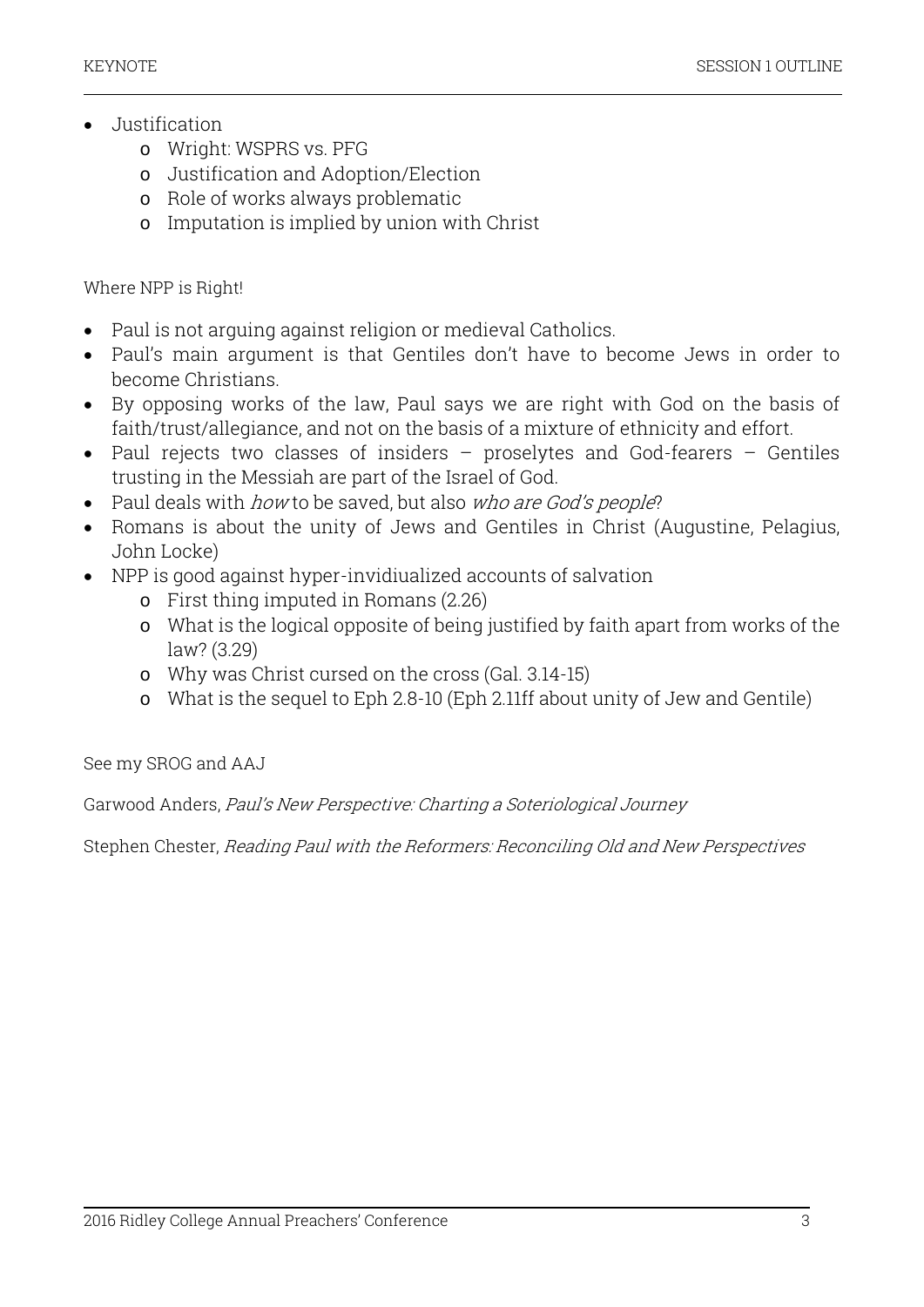- Justification
  - Wright: WSPRS vs. PFG
  - Justification and Adoption/Election
  - Role of works always problematic
  - Imputation is implied by union with Christ

Where NPP is Right!

- Paul is not arguing against religion or medieval Catholics.
- Paul's main argument is that Gentiles don't have to become Jews in order to become Christians.
- By opposing works of the law, Paul says we are right with God on the basis of faith/trust/allegiance, and not on the basis of a mixture of ethnicity and effort.
- Paul rejects two classes of insiders – proselytes and God-fearers – Gentiles trusting in the Messiah are part of the Israel of God.
- Paul deals with *how* to be saved, but also *who are God's people*?
- Romans is about the unity of Jews and Gentiles in Christ (Augustine, Pelagius, John Locke)
- NPP is good against hyper-invidiualized accounts of salvation
  - First thing imputed in Romans (2.26)
  - What is the logical opposite of being justified by faith apart from works of the law? (3.29)
  - Why was Christ cursed on the cross (Gal. 3.14-15)
  - What is the sequel to Eph 2.8-10 (Eph 2.11ff about unity of Jew and Gentile)

See my SROG and AAJ

Garwood Anders, *Paul's New Perspective: Charting a Soteriological Journey*

Stephen Chester, *Reading Paul with the Reformers: Reconciling Old and New Perspectives*